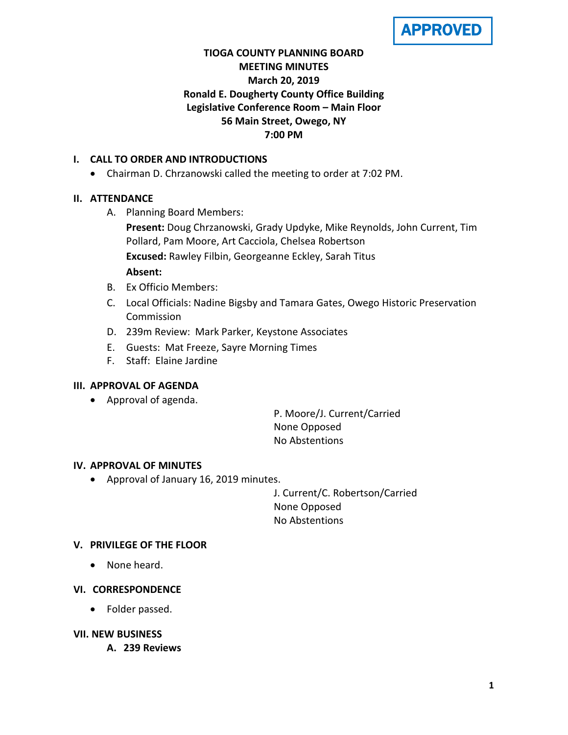**APPROVED**

# TIOGA COUNTY PLANNING BOARD
## MEETING MINUTES
### March 20, 2019
### Ronald E. Dougherty County Office Building
### Legislative Conference Room – Main Floor
### 56 Main Street, Owego, NY
### 7:00 PM

## I. CALL TO ORDER AND INTRODUCTIONS

- Chairman D. Chrzanowski called the meeting to order at 7:02 PM.

## II. ATTENDANCE

A. Planning Board Members:

**Present:** Doug Chrzanowski, Grady Updyke, Mike Reynolds, John Current, Tim Pollard, Pam Moore, Art Cacciola, Chelsea Robertson

**Excused:** Rawley Filbin, Georgeanne Eckley, Sarah Titus

**Absent:**

B. Ex Officio Members:

C. Local Officials: Nadine Bigsby and Tamara Gates, Owego Historic Preservation Commission

D. 239m Review: Mark Parker, Keystone Associates

E. Guests: Mat Freeze, Sayre Morning Times

F. Staff: Elaine Jardine

## III. APPROVAL OF AGENDA

- Approval of agenda.

P. Moore/J. Current/Carried
None Opposed
No Abstentions

## IV. APPROVAL OF MINUTES

- Approval of January 16, 2019 minutes.

J. Current/C. Robertson/Carried
None Opposed
No Abstentions

## V. PRIVILEGE OF THE FLOOR

- None heard.

## VI. CORRESPONDENCE

- Folder passed.

## VII. NEW BUSINESS

### A. 239 Reviews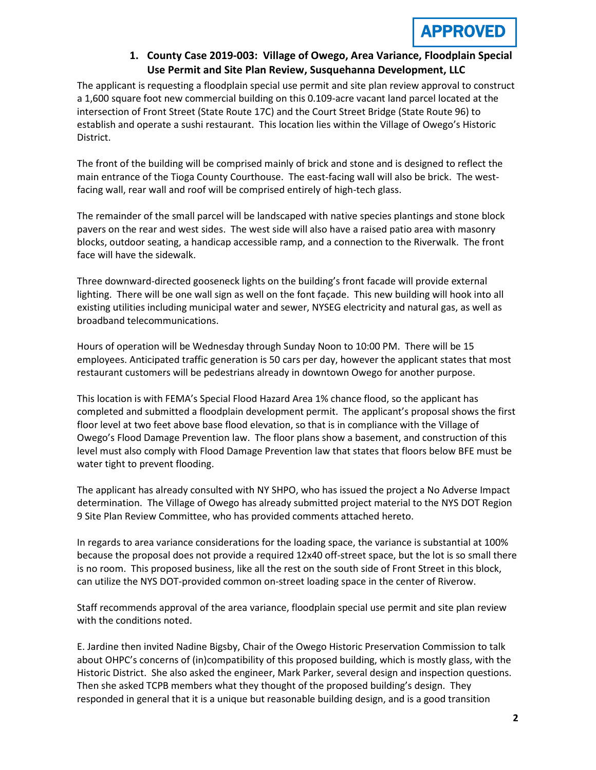**APPROVED**

### 1. County Case 2019-003: Village of Owego, Area Variance, Floodplain Special Use Permit and Site Plan Review, Susquehanna Development, LLC

The applicant is requesting a floodplain special use permit and site plan review approval to construct a 1,600 square foot new commercial building on this 0.109-acre vacant land parcel located at the intersection of Front Street (State Route 17C) and the Court Street Bridge (State Route 96) to establish and operate a sushi restaurant. This location lies within the Village of Owego's Historic District.

The front of the building will be comprised mainly of brick and stone and is designed to reflect the main entrance of the Tioga County Courthouse. The east-facing wall will also be brick. The west-facing wall, rear wall and roof will be comprised entirely of high-tech glass.

The remainder of the small parcel will be landscaped with native species plantings and stone block pavers on the rear and west sides. The west side will also have a raised patio area with masonry blocks, outdoor seating, a handicap accessible ramp, and a connection to the Riverwalk. The front face will have the sidewalk.

Three downward-directed gooseneck lights on the building's front facade will provide external lighting. There will be one wall sign as well on the font façade. This new building will hook into all existing utilities including municipal water and sewer, NYSEG electricity and natural gas, as well as broadband telecommunications.

Hours of operation will be Wednesday through Sunday Noon to 10:00 PM. There will be 15 employees. Anticipated traffic generation is 50 cars per day, however the applicant states that most restaurant customers will be pedestrians already in downtown Owego for another purpose.

This location is with FEMA's Special Flood Hazard Area 1% chance flood, so the applicant has completed and submitted a floodplain development permit. The applicant's proposal shows the first floor level at two feet above base flood elevation, so that is in compliance with the Village of Owego's Flood Damage Prevention law. The floor plans show a basement, and construction of this level must also comply with Flood Damage Prevention law that states that floors below BFE must be water tight to prevent flooding.

The applicant has already consulted with NY SHPO, who has issued the project a No Adverse Impact determination. The Village of Owego has already submitted project material to the NYS DOT Region 9 Site Plan Review Committee, who has provided comments attached hereto.

In regards to area variance considerations for the loading space, the variance is substantial at 100% because the proposal does not provide a required 12x40 off-street space, but the lot is so small there is no room. This proposed business, like all the rest on the south side of Front Street in this block, can utilize the NYS DOT-provided common on-street loading space in the center of Riverow.

Staff recommends approval of the area variance, floodplain special use permit and site plan review with the conditions noted.

E. Jardine then invited Nadine Bigsby, Chair of the Owego Historic Preservation Commission to talk about OHPC's concerns of (in)compatibility of this proposed building, which is mostly glass, with the Historic District. She also asked the engineer, Mark Parker, several design and inspection questions. Then she asked TCPB members what they thought of the proposed building's design. They responded in general that it is a unique but reasonable building design, and is a good transition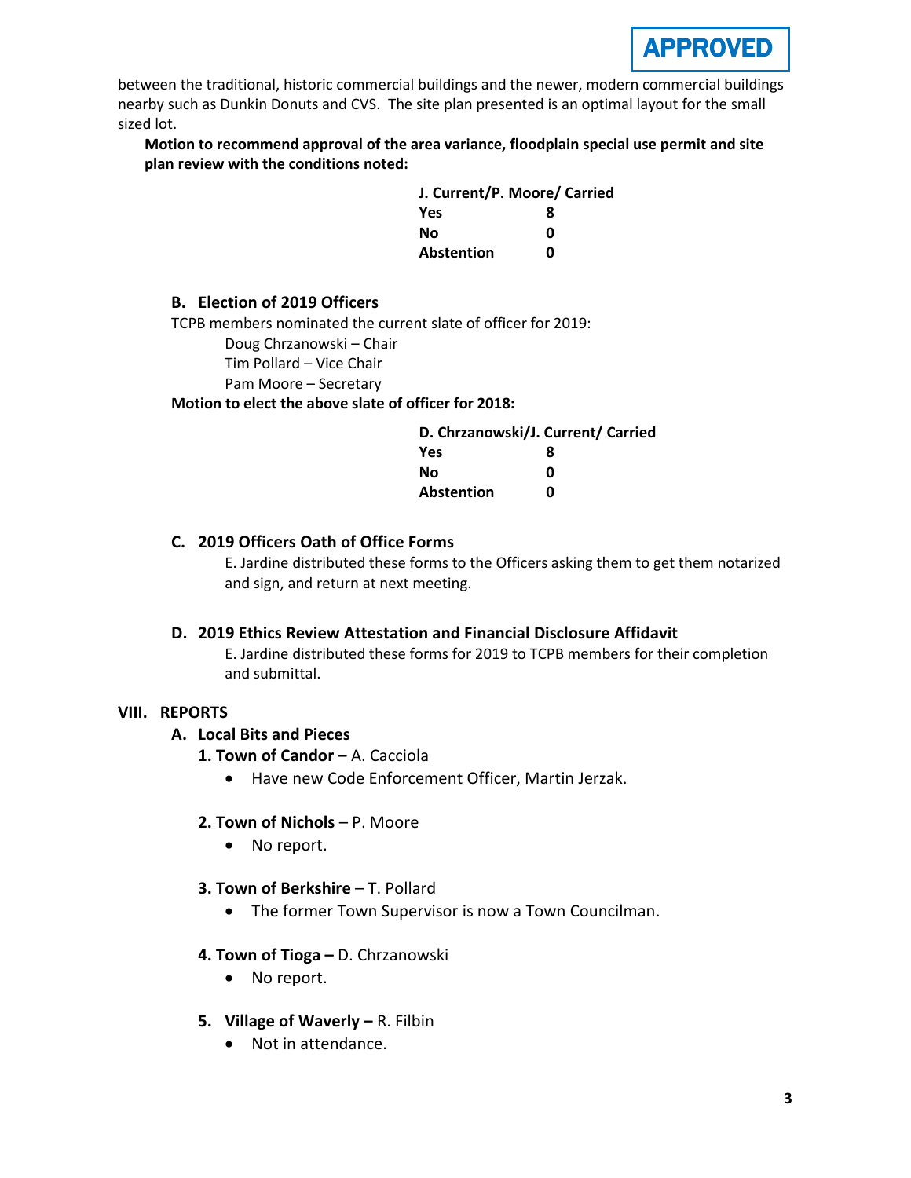**APPROVED**

between the traditional, historic commercial buildings and the newer, modern commercial buildings nearby such as Dunkin Donuts and CVS. The site plan presented is an optimal layout for the small sized lot.

**Motion to recommend approval of the area variance, floodplain special use permit and site plan review with the conditions noted:**

| J. Current/P. Moore/ Carried | |
|---|---|
| **Yes** | **8** |
| **No** | **0** |
| **Abstention** | **0** |

### B. Election of 2019 Officers

TCPB members nominated the current slate of officer for 2019:

Doug Chrzanowski – Chair
Tim Pollard – Vice Chair
Pam Moore – Secretary

**Motion to elect the above slate of officer for 2018:**

| D. Chrzanowski/J. Current/ Carried | |
|---|---|
| **Yes** | **8** |
| **No** | **0** |
| **Abstention** | **0** |

### C. 2019 Officers Oath of Office Forms

E. Jardine distributed these forms to the Officers asking them to get them notarized and sign, and return at next meeting.

### D. 2019 Ethics Review Attestation and Financial Disclosure Affidavit

E. Jardine distributed these forms for 2019 to TCPB members for their completion and submittal.

## VIII. REPORTS

### A. Local Bits and Pieces

**1. Town of Candor** – A. Cacciola

- Have new Code Enforcement Officer, Martin Jerzak.

**2. Town of Nichols** – P. Moore

- No report.

**3. Town of Berkshire** – T. Pollard

- The former Town Supervisor is now a Town Councilman.

**4. Town of Tioga –** D. Chrzanowski

- No report.

**5. Village of Waverly –** R. Filbin

- Not in attendance.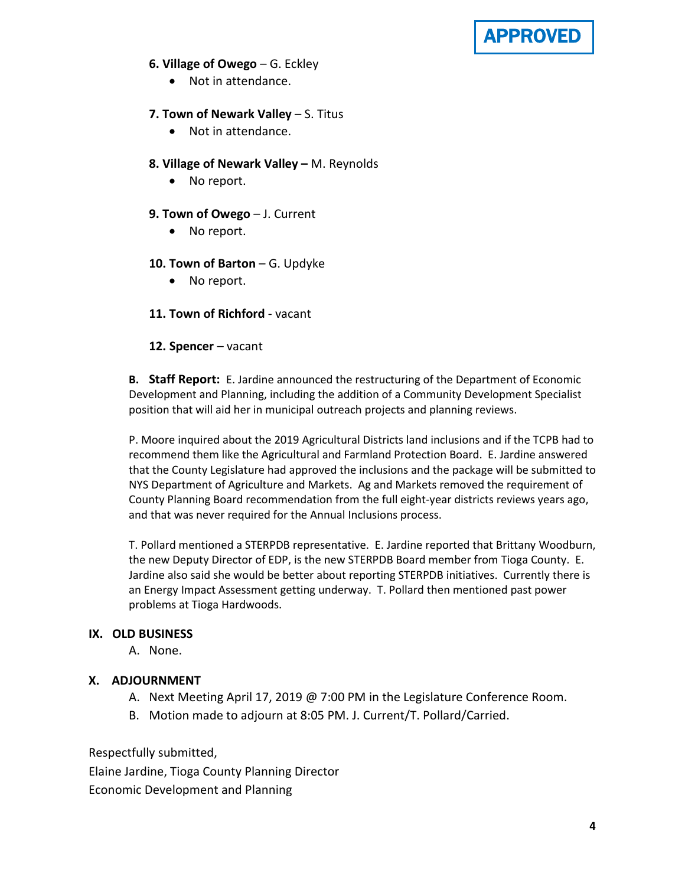**APPROVED**

**6. Village of Owego** – G. Eckley

- Not in attendance.

**7. Town of Newark Valley** – S. Titus

- Not in attendance.

**8. Village of Newark Valley –** M. Reynolds

- No report.

**9. Town of Owego** – J. Current

- No report.

**10. Town of Barton** – G. Updyke

- No report.

**11. Town of Richford** - vacant

**12. Spencer** – vacant

**B. Staff Report:** E. Jardine announced the restructuring of the Department of Economic Development and Planning, including the addition of a Community Development Specialist position that will aid her in municipal outreach projects and planning reviews.

P. Moore inquired about the 2019 Agricultural Districts land inclusions and if the TCPB had to recommend them like the Agricultural and Farmland Protection Board. E. Jardine answered that the County Legislature had approved the inclusions and the package will be submitted to NYS Department of Agriculture and Markets. Ag and Markets removed the requirement of County Planning Board recommendation from the full eight-year districts reviews years ago, and that was never required for the Annual Inclusions process.

T. Pollard mentioned a STERPDB representative. E. Jardine reported that Brittany Woodburn, the new Deputy Director of EDP, is the new STERPDB Board member from Tioga County. E. Jardine also said she would be better about reporting STERPDB initiatives. Currently there is an Energy Impact Assessment getting underway. T. Pollard then mentioned past power problems at Tioga Hardwoods.

## IX. OLD BUSINESS

A. None.

## X. ADJOURNMENT

A. Next Meeting April 17, 2019 @ 7:00 PM in the Legislature Conference Room.

B. Motion made to adjourn at 8:05 PM. J. Current/T. Pollard/Carried.

Respectfully submitted,

Elaine Jardine, Tioga County Planning Director

Economic Development and Planning